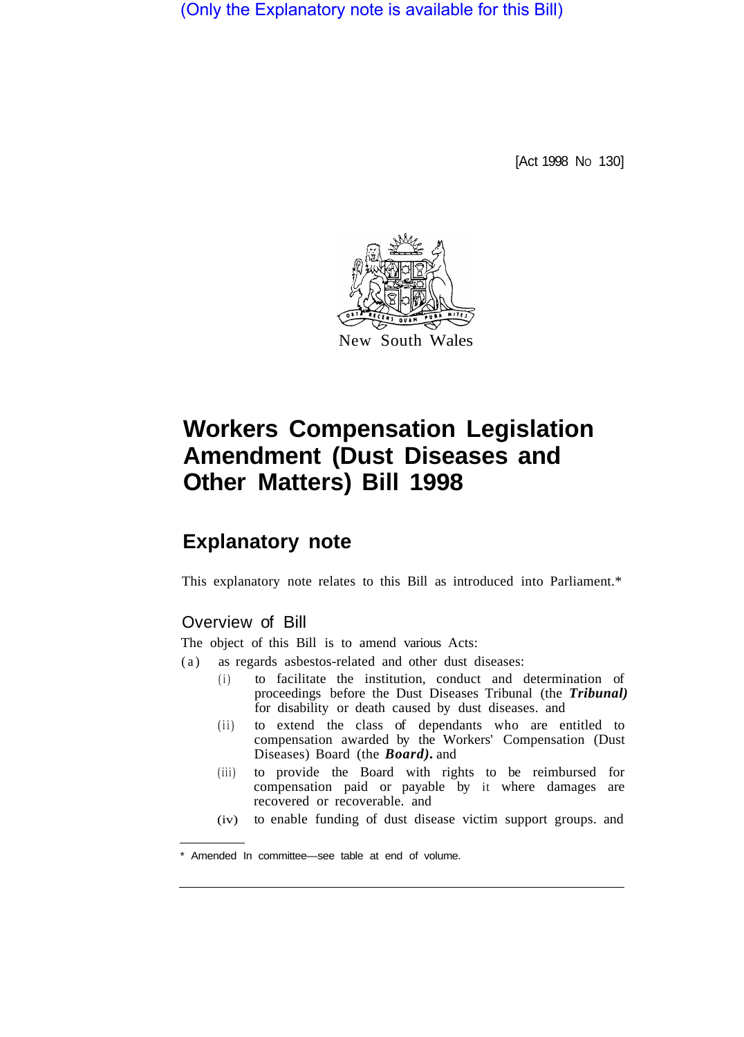(Only the Explanatory note is available for this Bill)

[Act 1998 No 130]

New South Wales

# Workers Compensation Legislation Amendment (Dust Diseases and Other Matters) Bill 1998

## Explanatory note

This explanatory note relates to this Bill as introduced into Parliament.*

### Overview of Bill

The object of this Bill is to amend various Acts:

(a) as regards asbestos-related and other dust diseases:

  (i) to facilitate the institution, conduct and determination of proceedings before the Dust Diseases Tribunal (the ***Tribunal)*** for disability or death caused by dust diseases. and

  (ii) to extend the class of dependants who are entitled to compensation awarded by the Workers' Compensation (Dust Diseases) Board (the ***Board).*** and

  (iii) to provide the Board with rights to be reimbursed for compensation paid or payable by it where damages are recovered or recoverable. and

  (iv) to enable funding of dust disease victim support groups. and

* Amended In committee—see table at end of volume.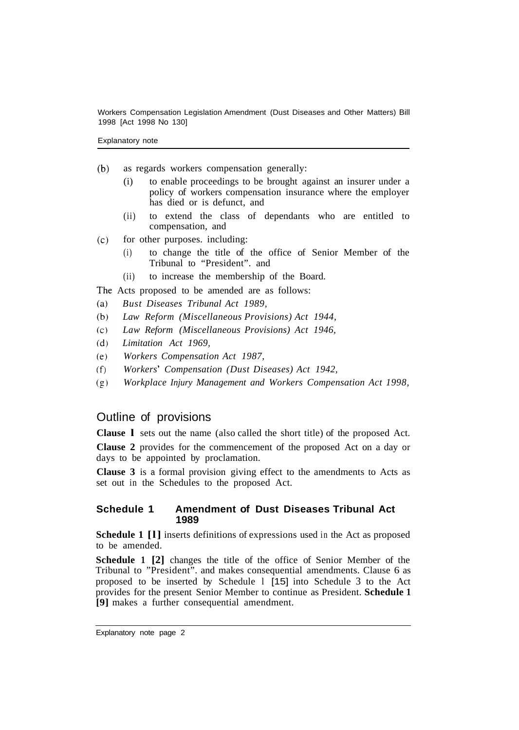(b) as regards workers compensation generally:

   (i) to enable proceedings to be brought against an insurer under a policy of workers compensation insurance where the employer has died or is defunct, and

   (ii) to extend the class of dependants who are entitled to compensation, and

(c) for other purposes. including:

   (i) to change the title of the office of Senior Member of the Tribunal to "President". and

   (ii) to increase the membership of the Board.

The Acts proposed to be amended are as follows:

(a) *Bust Diseases Tribunal Act 1989,*

(b) *Law Reform (Miscellaneous Provisions) Act 1944,*

(c) *Law Reform (Miscellaneous Provisions) Act 1946,*

(d) *Limitation Act 1969,*

(e) *Workers Compensation Act 1987,*

(f) *Workers' Compensation (Dust Diseases) Act 1942,*

(g) *Workplace Injury Management and Workers Compensation Act 1998,*

## Outline of provisions

**Clause 1** sets out the name (also called the short title) of the proposed Act.

**Clause 2** provides for the commencement of the proposed Act on a day or days to be appointed by proclamation.

**Clause 3** is a formal provision giving effect to the amendments to Acts as set out in the Schedules to the proposed Act.

### Schedule 1 Amendment of Dust Diseases Tribunal Act 1989

**Schedule 1 [1]** inserts definitions of expressions used in the Act as proposed to be amended.

**Schedule 1 [2]** changes the title of the office of Senior Member of the Tribunal to "President". and makes consequential amendments. Clause 6 as proposed to be inserted by Schedule 1 [15] into Schedule 3 to the Act provides for the present Senior Member to continue as President. **Schedule 1 [9]** makes a further consequential amendment.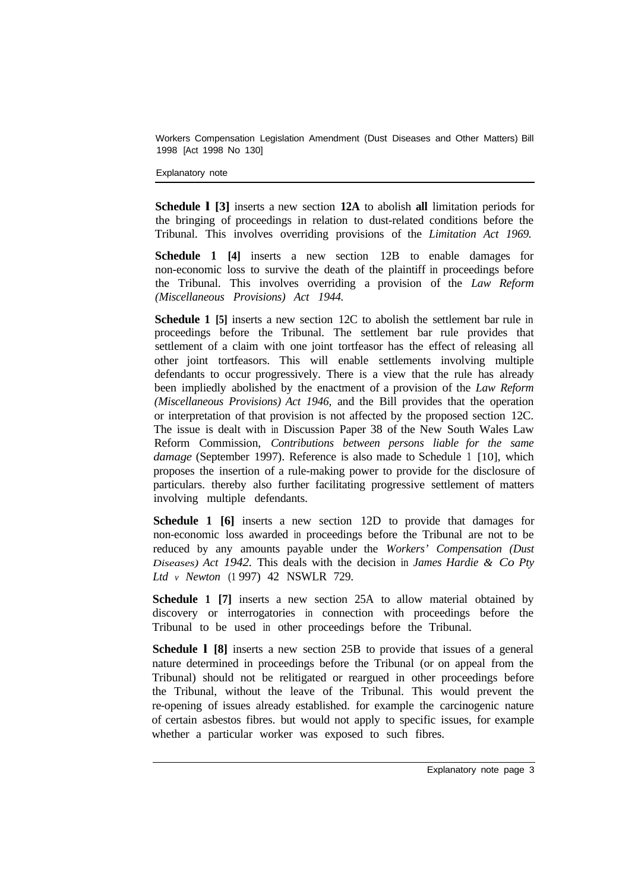**Schedule 1 [3]** inserts a new section **12A** to abolish **all** limitation periods for the bringing of proceedings in relation to dust-related conditions before the Tribunal. This involves overriding provisions of the *Limitation Act 1969.*

**Schedule 1 [4]** inserts a new section 12B to enable damages for non-economic loss to survive the death of the plaintiff in proceedings before the Tribunal. This involves overriding a provision of the *Law Reform (Miscellaneous Provisions) Act 1944.*

**Schedule 1 [5]** inserts a new section 12C to abolish the settlement bar rule in proceedings before the Tribunal. The settlement bar rule provides that settlement of a claim with one joint tortfeasor has the effect of releasing all other joint tortfeasors. This will enable settlements involving multiple defendants to occur progressively. There is a view that the rule has already been impliedly abolished by the enactment of a provision of the *Law Reform (Miscellaneous Provisions) Act 1946,* and the Bill provides that the operation or interpretation of that provision is not affected by the proposed section 12C. The issue is dealt with in Discussion Paper 38 of the New South Wales Law Reform Commission, *Contributions between persons liable for the same damage* (September 1997). Reference is also made to Schedule 1 [10], which proposes the insertion of a rule-making power to provide for the disclosure of particulars. thereby also further facilitating progressive settlement of matters involving multiple defendants.

**Schedule 1 [6]** inserts a new section 12D to provide that damages for non-economic loss awarded in proceedings before the Tribunal are not to be reduced by any amounts payable under the *Workers' Compensation (Dust Diseases) Act 1942.* This deals with the decision in *James Hardie & Co Pty Ltd v Newton* (1 997) 42 NSWLR 729.

**Schedule 1 [7]** inserts a new section 25A to allow material obtained by discovery or interrogatories in connection with proceedings before the Tribunal to be used in other proceedings before the Tribunal.

**Schedule 1 [8]** inserts a new section 25B to provide that issues of a general nature determined in proceedings before the Tribunal (or on appeal from the Tribunal) should not be relitigated or reargued in other proceedings before the Tribunal, without the leave of the Tribunal. This would prevent the re-opening of issues already established. for example the carcinogenic nature of certain asbestos fibres. but would not apply to specific issues, for example whether a particular worker was exposed to such fibres.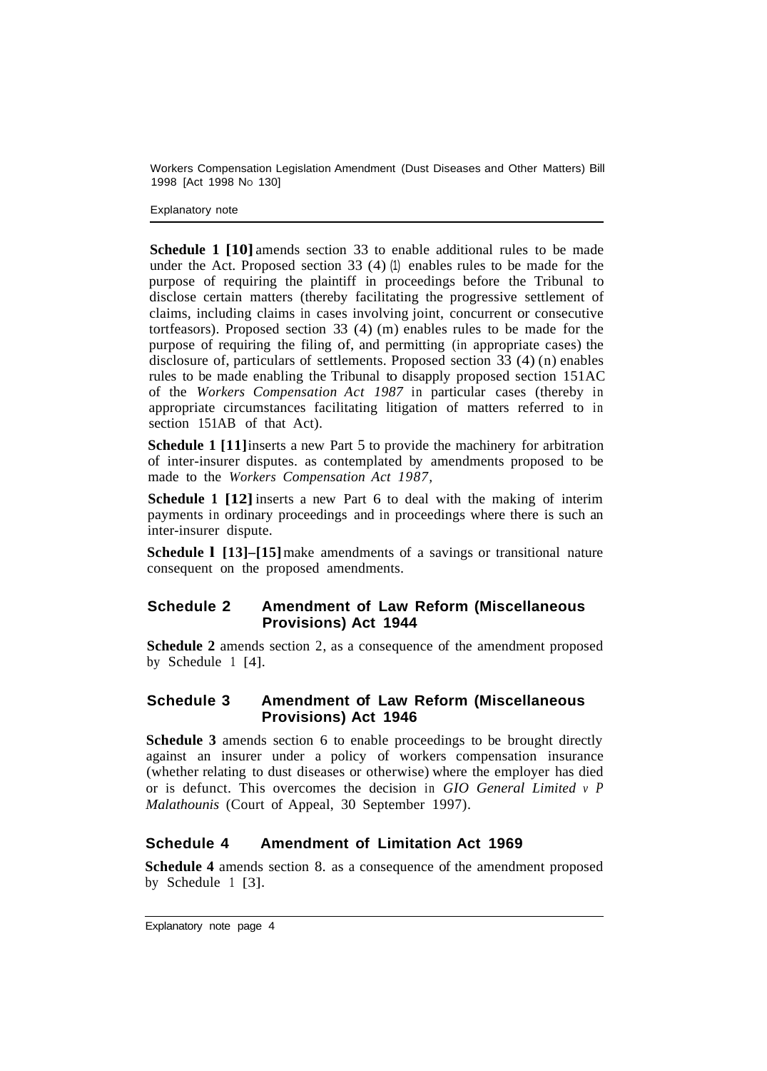**Schedule 1 [10]** amends section 33 to enable additional rules to be made under the Act. Proposed section 33 (4) (l) enables rules to be made for the purpose of requiring the plaintiff in proceedings before the Tribunal to disclose certain matters (thereby facilitating the progressive settlement of claims, including claims in cases involving joint, concurrent or consecutive tortfeasors). Proposed section 33 (4) (m) enables rules to be made for the purpose of requiring the filing of, and permitting (in appropriate cases) the disclosure of, particulars of settlements. Proposed section 33 (4) (n) enables rules to be made enabling the Tribunal to disapply proposed section 151AC of the *Workers Compensation Act 1987* in particular cases (thereby in appropriate circumstances facilitating litigation of matters referred to in section 151AB of that Act).

**Schedule 1 [11]** inserts a new Part 5 to provide the machinery for arbitration of inter-insurer disputes. as contemplated by amendments proposed to be made to the *Workers Compensation Act 1987*,

**Schedule 1 [12]** inserts a new Part 6 to deal with the making of interim payments in ordinary proceedings and in proceedings where there is such an inter-insurer dispute.

**Schedule 1 [13]–[15]** make amendments of a savings or transitional nature consequent on the proposed amendments.

## Schedule 2 Amendment of Law Reform (Miscellaneous Provisions) Act 1944

**Schedule 2** amends section 2, as a consequence of the amendment proposed by Schedule 1 [4].

## Schedule 3 Amendment of Law Reform (Miscellaneous Provisions) Act 1946

**Schedule 3** amends section 6 to enable proceedings to be brought directly against an insurer under a policy of workers compensation insurance (whether relating to dust diseases or otherwise) where the employer has died or is defunct. This overcomes the decision in *GIO General Limited v P Malathounis* (Court of Appeal, 30 September 1997).

## Schedule 4 Amendment of Limitation Act 1969

**Schedule 4** amends section 8. as a consequence of the amendment proposed by Schedule 1 [3].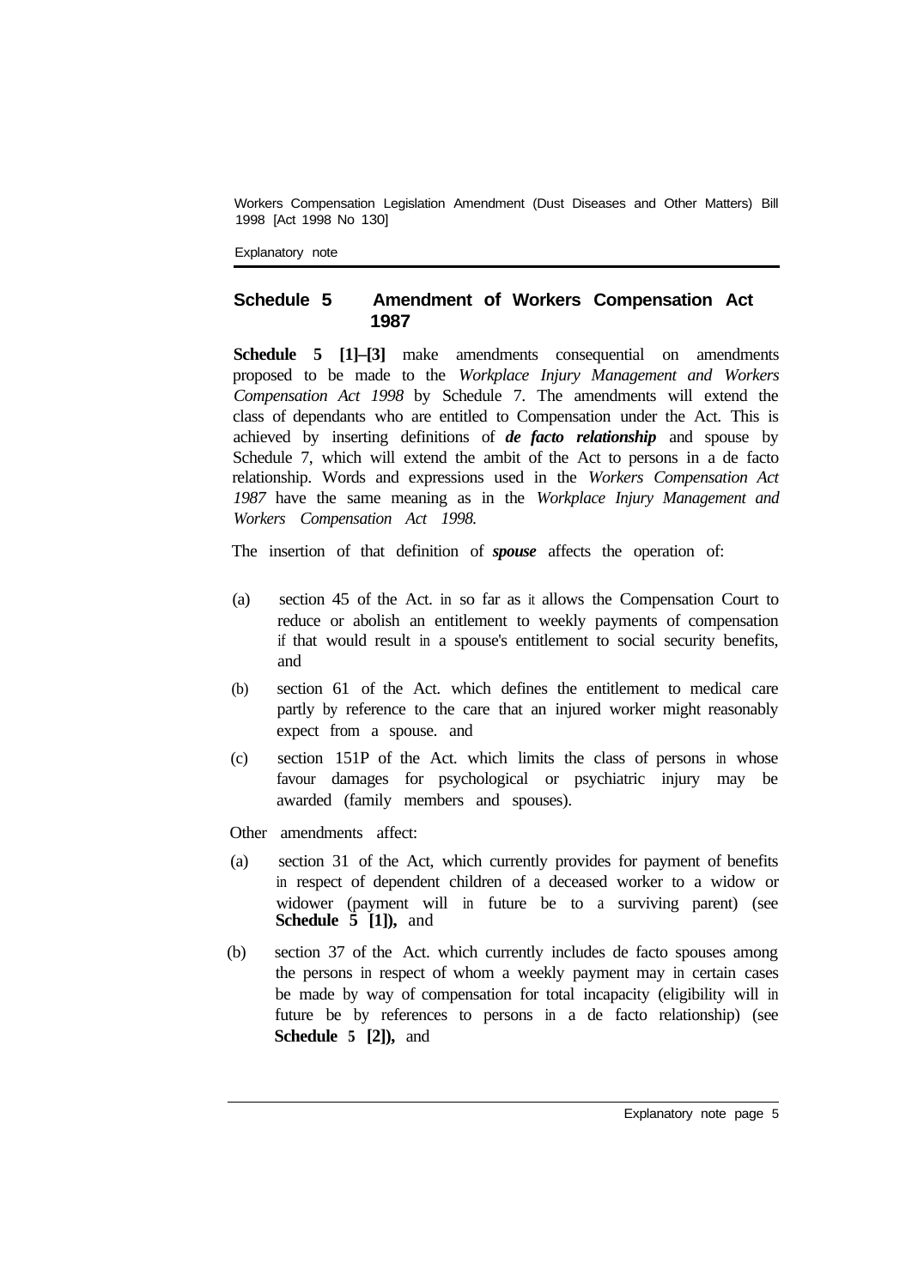## Schedule 5 Amendment of Workers Compensation Act 1987

**Schedule 5 [1]–[3]** make amendments consequential on amendments proposed to be made to the *Workplace Injury Management and Workers Compensation Act 1998* by Schedule 7. The amendments will extend the class of dependants who are entitled to Compensation under the Act. This is achieved by inserting definitions of ***de facto relationship*** and spouse by Schedule 7, which will extend the ambit of the Act to persons in a de facto relationship. Words and expressions used in the *Workers Compensation Act 1987* have the same meaning as in the *Workplace Injury Management and Workers Compensation Act 1998.*

The insertion of that definition of ***spouse*** affects the operation of:

(a) section 45 of the Act. in so far as it allows the Compensation Court to reduce or abolish an entitlement to weekly payments of compensation if that would result in a spouse's entitlement to social security benefits, and

(b) section 61 of the Act. which defines the entitlement to medical care partly by reference to the care that an injured worker might reasonably expect from a spouse. and

(c) section 151P of the Act. which limits the class of persons in whose favour damages for psychological or psychiatric injury may be awarded (family members and spouses).

Other amendments affect:

(a) section 31 of the Act, which currently provides for payment of benefits in respect of dependent children of a deceased worker to a widow or widower (payment will in future be to a surviving parent) (see **Schedule 5 [1]),** and

(b) section 37 of the Act. which currently includes de facto spouses among the persons in respect of whom a weekly payment may in certain cases be made by way of compensation for total incapacity (eligibility will in future be by references to persons in a de facto relationship) (see **Schedule 5 [2]),** and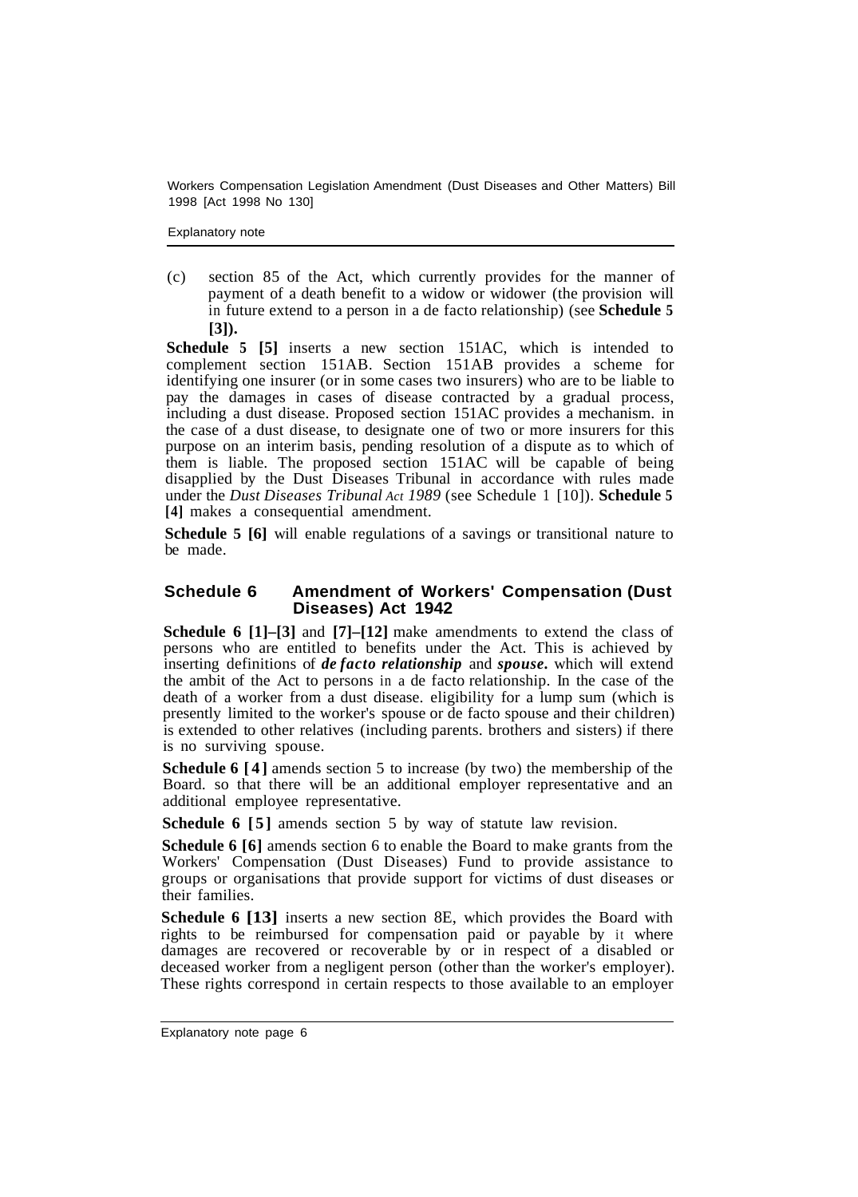(c) section 85 of the Act, which currently provides for the manner of payment of a death benefit to a widow or widower (the provision will in future extend to a person in a de facto relationship) (see **Schedule 5 [3]).**

**Schedule 5 [5]** inserts a new section 151AC, which is intended to complement section 151AB. Section 151AB provides a scheme for identifying one insurer (or in some cases two insurers) who are to be liable to pay the damages in cases of disease contracted by a gradual process, including a dust disease. Proposed section 151AC provides a mechanism. in the case of a dust disease, to designate one of two or more insurers for this purpose on an interim basis, pending resolution of a dispute as to which of them is liable. The proposed section 151AC will be capable of being disapplied by the Dust Diseases Tribunal in accordance with rules made under the *Dust Diseases Tribunal Act 1989* (see Schedule 1 [10]). **Schedule 5 [4]** makes a consequential amendment.

**Schedule 5 [6]** will enable regulations of a savings or transitional nature to be made.

## Schedule 6 Amendment of Workers' Compensation (Dust Diseases) Act 1942

**Schedule 6 [1]–[3]** and **[7]–[12]** make amendments to extend the class of persons who are entitled to benefits under the Act. This is achieved by inserting definitions of ***de facto relationship*** and ***spouse***. which will extend the ambit of the Act to persons in a de facto relationship. In the case of the death of a worker from a dust disease. eligibility for a lump sum (which is presently limited to the worker's spouse or de facto spouse and their children) is extended to other relatives (including parents. brothers and sisters) if there is no surviving spouse.

**Schedule 6 [4]** amends section 5 to increase (by two) the membership of the Board. so that there will be an additional employer representative and an additional employee representative.

**Schedule 6 [5]** amends section 5 by way of statute law revision.

**Schedule 6 [6]** amends section 6 to enable the Board to make grants from the Workers' Compensation (Dust Diseases) Fund to provide assistance to groups or organisations that provide support for victims of dust diseases or their families.

**Schedule 6 [13]** inserts a new section 8E, which provides the Board with rights to be reimbursed for compensation paid or payable by it where damages are recovered or recoverable by or in respect of a disabled or deceased worker from a negligent person (other than the worker's employer). These rights correspond in certain respects to those available to an employer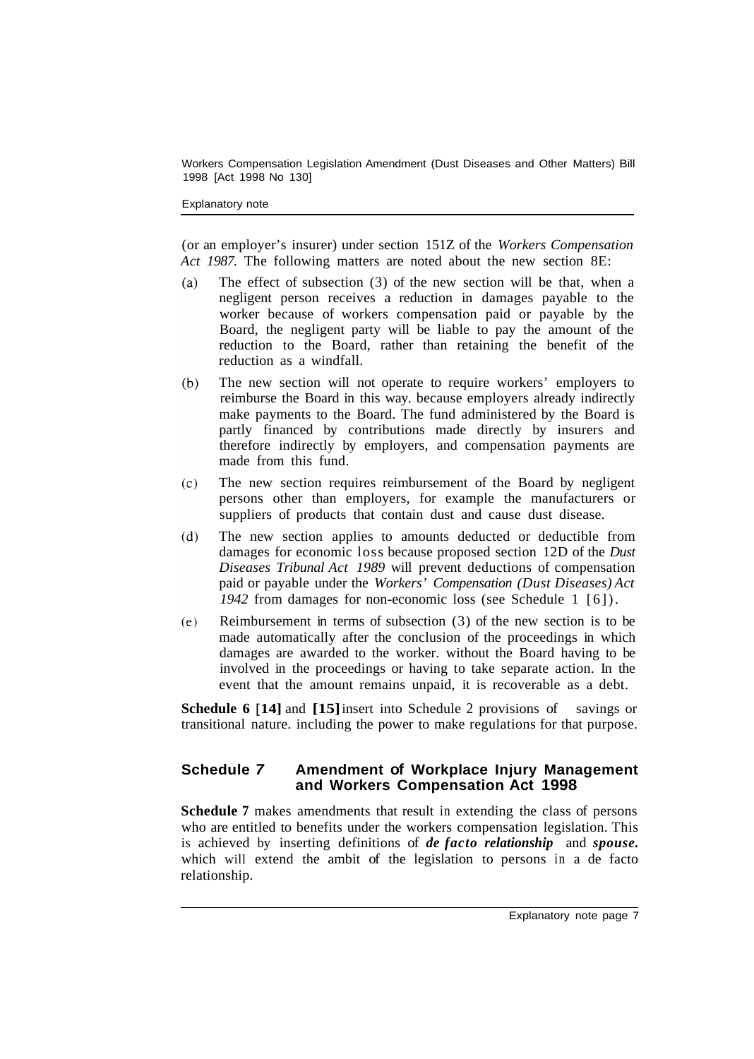(or an employer's insurer) under section 151Z of the *Workers Compensation Act 1987.* The following matters are noted about the new section 8E:

(a) The effect of subsection (3) of the new section will be that, when a negligent person receives a reduction in damages payable to the worker because of workers compensation paid or payable by the Board, the negligent party will be liable to pay the amount of the reduction to the Board, rather than retaining the benefit of the reduction as a windfall.

(b) The new section will not operate to require workers' employers to reimburse the Board in this way. because employers already indirectly make payments to the Board. The fund administered by the Board is partly financed by contributions made directly by insurers and therefore indirectly by employers, and compensation payments are made from this fund.

(c) The new section requires reimbursement of the Board by negligent persons other than employers, for example the manufacturers or suppliers of products that contain dust and cause dust disease.

(d) The new section applies to amounts deducted or deductible from damages for economic loss because proposed section 12D of the *Dust Diseases Tribunal Act 1989* will prevent deductions of compensation paid or payable under the *Workers' Compensation (Dust Diseases) Act 1942* from damages for non-economic loss (see Schedule 1 [6]).

(e) Reimbursement in terms of subsection (3) of the new section is to be made automatically after the conclusion of the proceedings in which damages are awarded to the worker. without the Board having to be involved in the proceedings or having to take separate action. In the event that the amount remains unpaid, it is recoverable as a debt.

**Schedule 6 [14]** and **[15]** insert into Schedule 2 provisions of savings or transitional nature. including the power to make regulations for that purpose.

## Schedule 7 Amendment of Workplace Injury Management and Workers Compensation Act 1998

**Schedule 7** makes amendments that result in extending the class of persons who are entitled to benefits under the workers compensation legislation. This is achieved by inserting definitions of ***de facto relationship*** and ***spouse.*** which will extend the ambit of the legislation to persons in a de facto relationship.